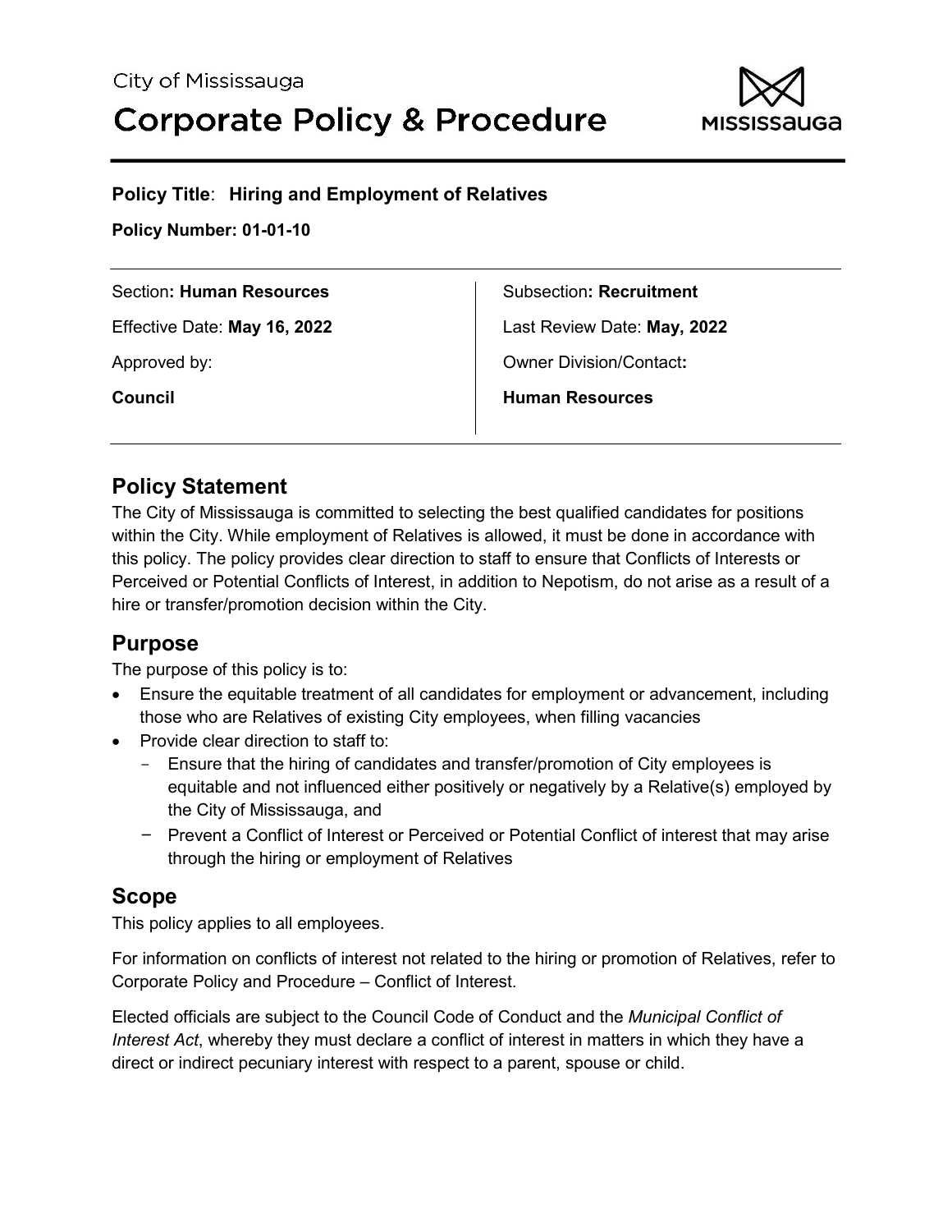City of Mississauga

# Corporate Policy & Procedure

**Policy Title**: **Hiring and Employment of Relatives**

**Policy Number: 01-01-10**

| | |
|---|---|
| Section**: Human Resources** | Subsection**: Recruitment** |
| Effective Date: **May 16, 2022** | Last Review Date: **May, 2022** |
| Approved by: | Owner Division/Contact**:** |
| **Council** | **Human Resources** |

## Policy Statement

The City of Mississauga is committed to selecting the best qualified candidates for positions within the City. While employment of Relatives is allowed, it must be done in accordance with this policy. The policy provides clear direction to staff to ensure that Conflicts of Interests or Perceived or Potential Conflicts of Interest, in addition to Nepotism, do not arise as a result of a hire or transfer/promotion decision within the City.

## Purpose

The purpose of this policy is to:

- Ensure the equitable treatment of all candidates for employment or advancement, including those who are Relatives of existing City employees, when filling vacancies
- Provide clear direction to staff to:
  - Ensure that the hiring of candidates and transfer/promotion of City employees is equitable and not influenced either positively or negatively by a Relative(s) employed by the City of Mississauga, and
  - Prevent a Conflict of Interest or Perceived or Potential Conflict of interest that may arise through the hiring or employment of Relatives

## Scope

This policy applies to all employees.

For information on conflicts of interest not related to the hiring or promotion of Relatives, refer to Corporate Policy and Procedure – Conflict of Interest.

Elected officials are subject to the Council Code of Conduct and the *Municipal Conflict of Interest Act*, whereby they must declare a conflict of interest in matters in which they have a direct or indirect pecuniary interest with respect to a parent, spouse or child.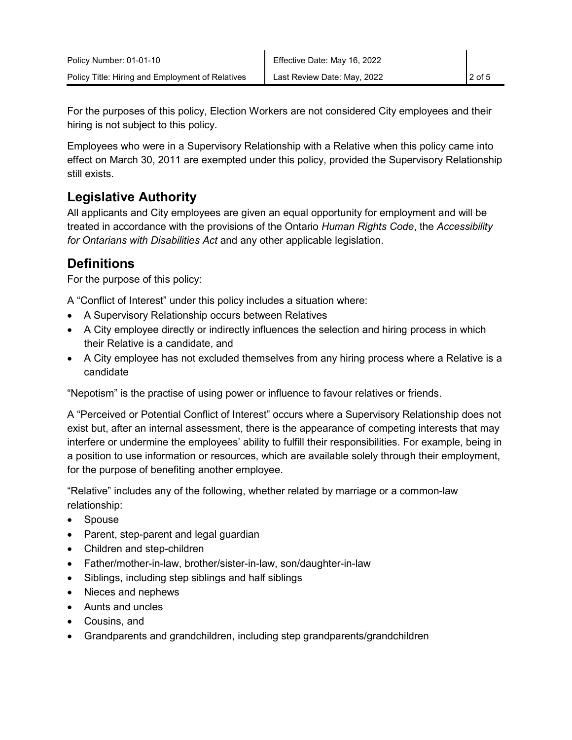For the purposes of this policy, Election Workers are not considered City employees and their hiring is not subject to this policy.

Employees who were in a Supervisory Relationship with a Relative when this policy came into effect on March 30, 2011 are exempted under this policy, provided the Supervisory Relationship still exists.

## Legislative Authority

All applicants and City employees are given an equal opportunity for employment and will be treated in accordance with the provisions of the Ontario *Human Rights Code*, the *Accessibility for Ontarians with Disabilities Act* and any other applicable legislation.

## Definitions

For the purpose of this policy:

A "Conflict of Interest" under this policy includes a situation where:

- A Supervisory Relationship occurs between Relatives
- A City employee directly or indirectly influences the selection and hiring process in which their Relative is a candidate, and
- A City employee has not excluded themselves from any hiring process where a Relative is a candidate

"Nepotism" is the practise of using power or influence to favour relatives or friends.

A "Perceived or Potential Conflict of Interest" occurs where a Supervisory Relationship does not exist but, after an internal assessment, there is the appearance of competing interests that may interfere or undermine the employees' ability to fulfill their responsibilities. For example, being in a position to use information or resources, which are available solely through their employment, for the purpose of benefiting another employee.

"Relative" includes any of the following, whether related by marriage or a common-law relationship:

- Spouse
- Parent, step-parent and legal guardian
- Children and step-children
- Father/mother-in-law, brother/sister-in-law, son/daughter-in-law
- Siblings, including step siblings and half siblings
- Nieces and nephews
- Aunts and uncles
- Cousins, and
- Grandparents and grandchildren, including step grandparents/grandchildren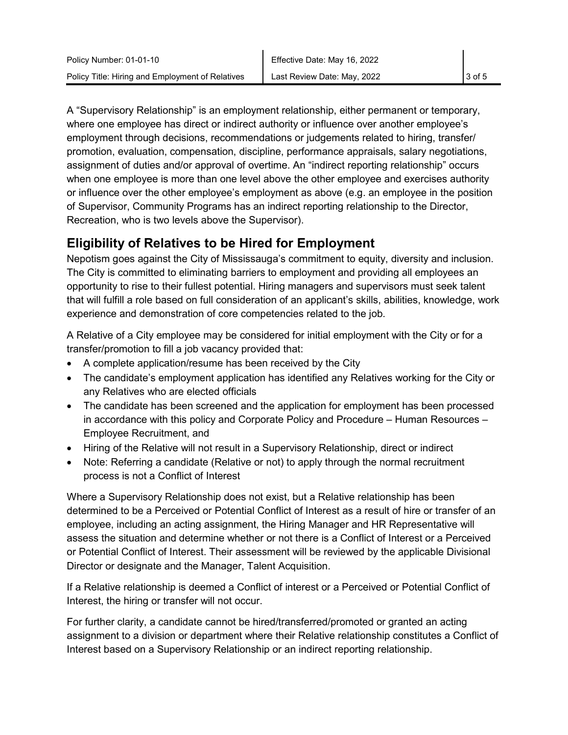A "Supervisory Relationship" is an employment relationship, either permanent or temporary, where one employee has direct or indirect authority or influence over another employee's employment through decisions, recommendations or judgements related to hiring, transfer/ promotion, evaluation, compensation, discipline, performance appraisals, salary negotiations, assignment of duties and/or approval of overtime. An "indirect reporting relationship" occurs when one employee is more than one level above the other employee and exercises authority or influence over the other employee's employment as above (e.g. an employee in the position of Supervisor, Community Programs has an indirect reporting relationship to the Director, Recreation, who is two levels above the Supervisor).

## Eligibility of Relatives to be Hired for Employment

Nepotism goes against the City of Mississauga's commitment to equity, diversity and inclusion. The City is committed to eliminating barriers to employment and providing all employees an opportunity to rise to their fullest potential. Hiring managers and supervisors must seek talent that will fulfill a role based on full consideration of an applicant's skills, abilities, knowledge, work experience and demonstration of core competencies related to the job.

A Relative of a City employee may be considered for initial employment with the City or for a transfer/promotion to fill a job vacancy provided that:

- A complete application/resume has been received by the City
- The candidate's employment application has identified any Relatives working for the City or any Relatives who are elected officials
- The candidate has been screened and the application for employment has been processed in accordance with this policy and Corporate Policy and Procedure – Human Resources – Employee Recruitment, and
- Hiring of the Relative will not result in a Supervisory Relationship, direct or indirect
- Note: Referring a candidate (Relative or not) to apply through the normal recruitment process is not a Conflict of Interest

Where a Supervisory Relationship does not exist, but a Relative relationship has been determined to be a Perceived or Potential Conflict of Interest as a result of hire or transfer of an employee, including an acting assignment, the Hiring Manager and HR Representative will assess the situation and determine whether or not there is a Conflict of Interest or a Perceived or Potential Conflict of Interest. Their assessment will be reviewed by the applicable Divisional Director or designate and the Manager, Talent Acquisition.

If a Relative relationship is deemed a Conflict of interest or a Perceived or Potential Conflict of Interest, the hiring or transfer will not occur.

For further clarity, a candidate cannot be hired/transferred/promoted or granted an acting assignment to a division or department where their Relative relationship constitutes a Conflict of Interest based on a Supervisory Relationship or an indirect reporting relationship.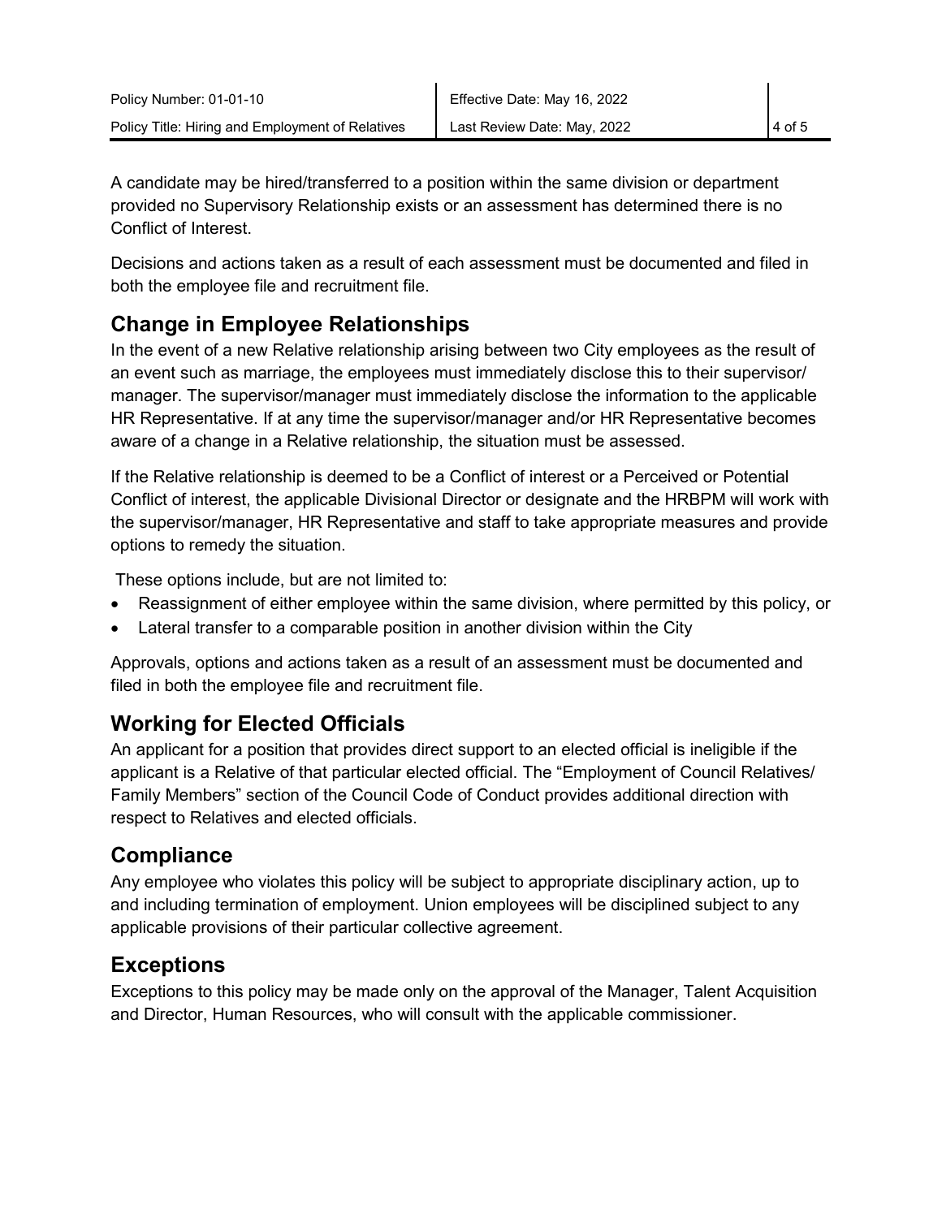A candidate may be hired/transferred to a position within the same division or department provided no Supervisory Relationship exists or an assessment has determined there is no Conflict of Interest.

Decisions and actions taken as a result of each assessment must be documented and filed in both the employee file and recruitment file.

## Change in Employee Relationships

In the event of a new Relative relationship arising between two City employees as the result of an event such as marriage, the employees must immediately disclose this to their supervisor/ manager. The supervisor/manager must immediately disclose the information to the applicable HR Representative. If at any time the supervisor/manager and/or HR Representative becomes aware of a change in a Relative relationship, the situation must be assessed.

If the Relative relationship is deemed to be a Conflict of interest or a Perceived or Potential Conflict of interest, the applicable Divisional Director or designate and the HRBPM will work with the supervisor/manager, HR Representative and staff to take appropriate measures and provide options to remedy the situation.

These options include, but are not limited to:

- Reassignment of either employee within the same division, where permitted by this policy, or
- Lateral transfer to a comparable position in another division within the City

Approvals, options and actions taken as a result of an assessment must be documented and filed in both the employee file and recruitment file.

## Working for Elected Officials

An applicant for a position that provides direct support to an elected official is ineligible if the applicant is a Relative of that particular elected official. The "Employment of Council Relatives/ Family Members" section of the Council Code of Conduct provides additional direction with respect to Relatives and elected officials.

## Compliance

Any employee who violates this policy will be subject to appropriate disciplinary action, up to and including termination of employment. Union employees will be disciplined subject to any applicable provisions of their particular collective agreement.

## Exceptions

Exceptions to this policy may be made only on the approval of the Manager, Talent Acquisition and Director, Human Resources, who will consult with the applicable commissioner.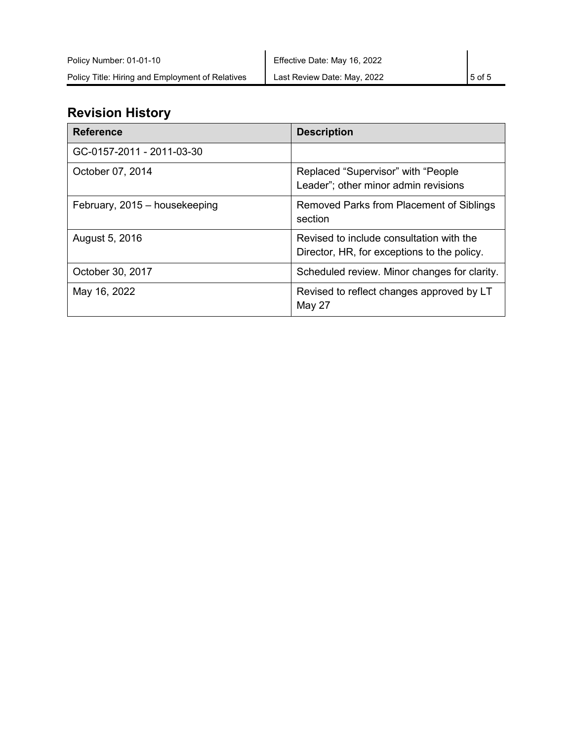## Revision History

| Reference | Description |
| --- | --- |
| GC-0157-2011 - 2011-03-30 | |
| October 07, 2014 | Replaced "Supervisor" with "People Leader"; other minor admin revisions |
| February, 2015 – housekeeping | Removed Parks from Placement of Siblings section |
| August 5, 2016 | Revised to include consultation with the Director, HR, for exceptions to the policy. |
| October 30, 2017 | Scheduled review. Minor changes for clarity. |
| May 16, 2022 | Revised to reflect changes approved by LT May 27 |